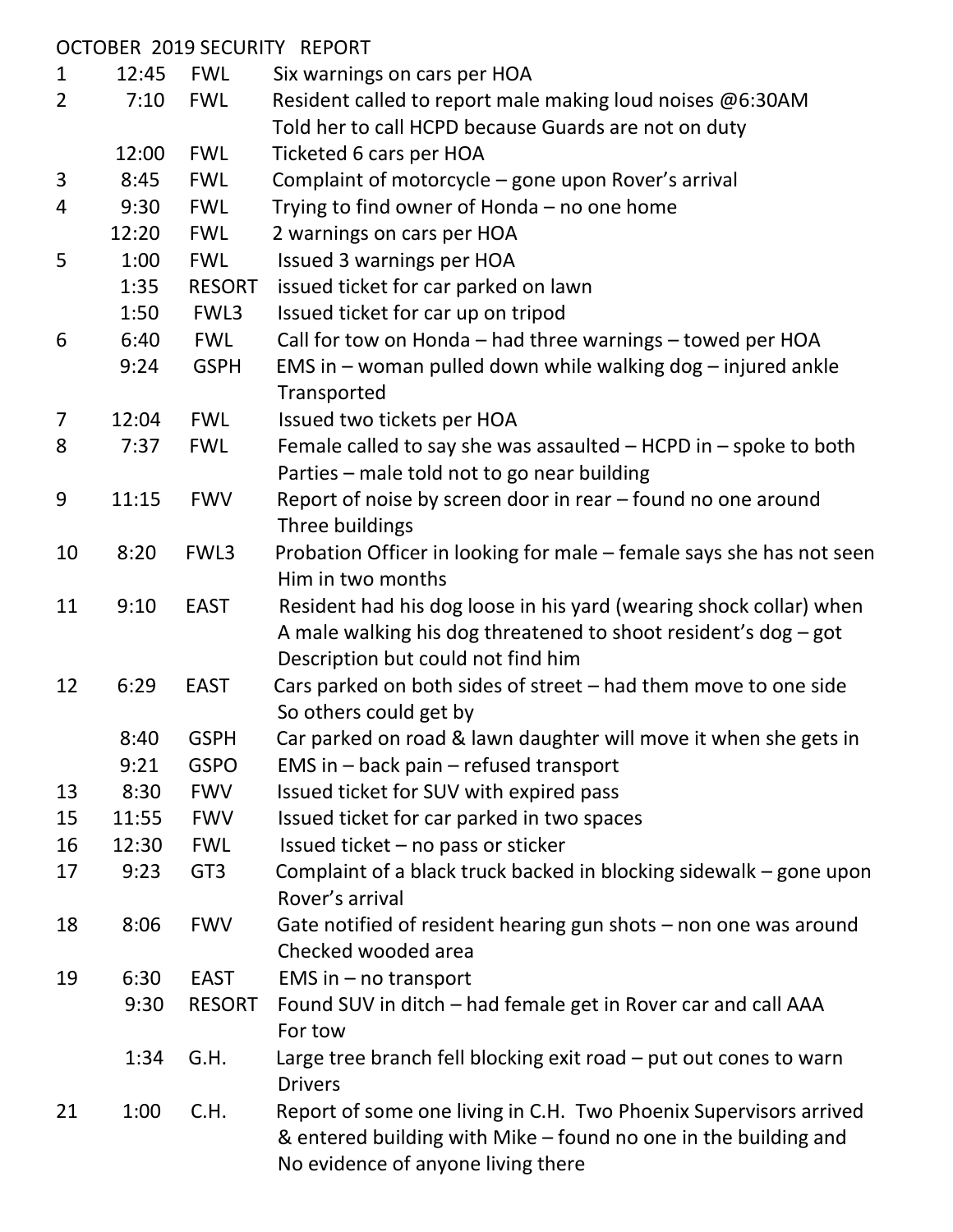# OCTOBER 2019 SECURITY REPORT

| Day | Time | Location | Description |
|---|---|---|---|
| 1 | 12:45 | FWL | Six warnings on cars per HOA |
| 2 | 7:10 | FWL | Resident called to report male making loud noises @6:30AM Told her to call HCPD because Guards are not on duty |
| | 12:00 | FWL | Ticketed 6 cars per HOA |
| 3 | 8:45 | FWL | Complaint of motorcycle – gone upon Rover's arrival |
| 4 | 9:30 | FWL | Trying to find owner of Honda – no one home |
| | 12:20 | FWL | 2 warnings on cars per HOA |
| 5 | 1:00 | FWL | Issued 3 warnings per HOA |
| | 1:35 | RESORT | issued ticket for car parked on lawn |
| | 1:50 | FWL3 | Issued ticket for car up on tripod |
| 6 | 6:40 | FWL | Call for tow on Honda – had three warnings – towed per HOA |
| | 9:24 | GSPH | EMS in – woman pulled down while walking dog – injured ankle Transported |
| 7 | 12:04 | FWL | Issued two tickets per HOA |
| 8 | 7:37 | FWL | Female called to say she was assaulted – HCPD in – spoke to both Parties – male told not to go near building |
| 9 | 11:15 | FWV | Report of noise by screen door in rear – found no one around Three buildings |
| 10 | 8:20 | FWL3 | Probation Officer in looking for male – female says she has not seen Him in two months |
| 11 | 9:10 | EAST | Resident had his dog loose in his yard (wearing shock collar) when A male walking his dog threatened to shoot resident's dog – got Description but could not find him |
| 12 | 6:29 | EAST | Cars parked on both sides of street – had them move to one side So others could get by |
| | 8:40 | GSPH | Car parked on road & lawn daughter will move it when she gets in |
| | 9:21 | GSPO | EMS in – back pain – refused transport |
| 13 | 8:30 | FWV | Issued ticket for SUV with expired pass |
| 15 | 11:55 | FWV | Issued ticket for car parked in two spaces |
| 16 | 12:30 | FWL | Issued ticket – no pass or sticker |
| 17 | 9:23 | GT3 | Complaint of a black truck backed in blocking sidewalk – gone upon Rover's arrival |
| 18 | 8:06 | FWV | Gate notified of resident hearing gun shots – non one was around Checked wooded area |
| 19 | 6:30 | EAST | EMS in – no transport |
| | 9:30 | RESORT | Found SUV in ditch – had female get in Rover car and call AAA For tow |
| | 1:34 | G.H. | Large tree branch fell blocking exit road – put out cones to warn Drivers |
| 21 | 1:00 | C.H. | Report of some one living in C.H. Two Phoenix Supervisors arrived & entered building with Mike – found no one in the building and No evidence of anyone living there |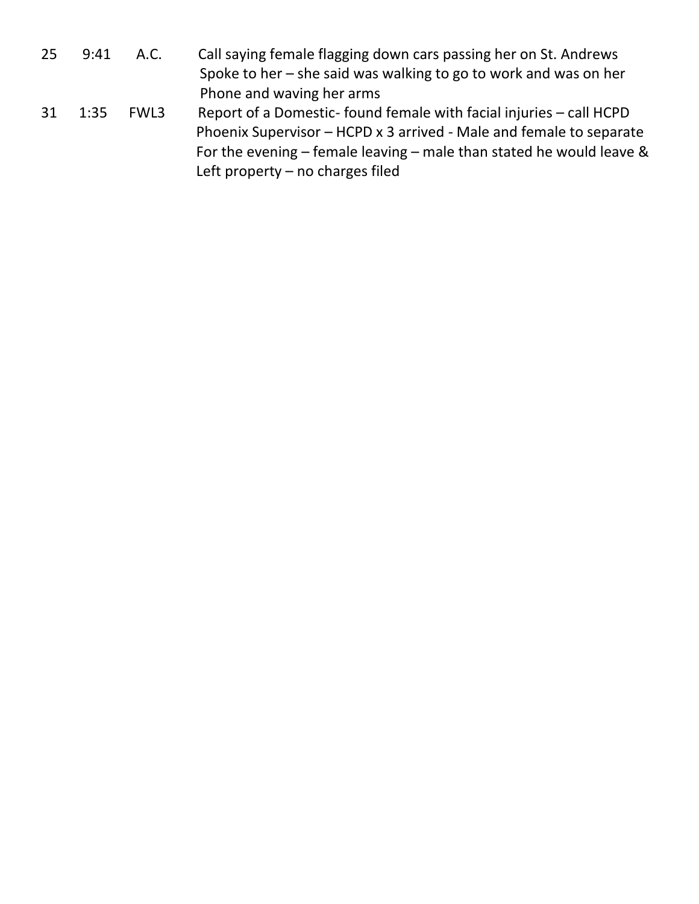| | | | |
|---|---|---|---|
| 25 | 9:41 | A.C. | Call saying female flagging down cars passing her on St. Andrews Spoke to her – she said was walking to go to work and was on her Phone and waving her arms |
| 31 | 1:35 | FWL3 | Report of a Domestic- found female with facial injuries – call HCPD Phoenix Supervisor – HCPD x 3 arrived - Male and female to separate For the evening – female leaving – male than stated he would leave & Left property – no charges filed |